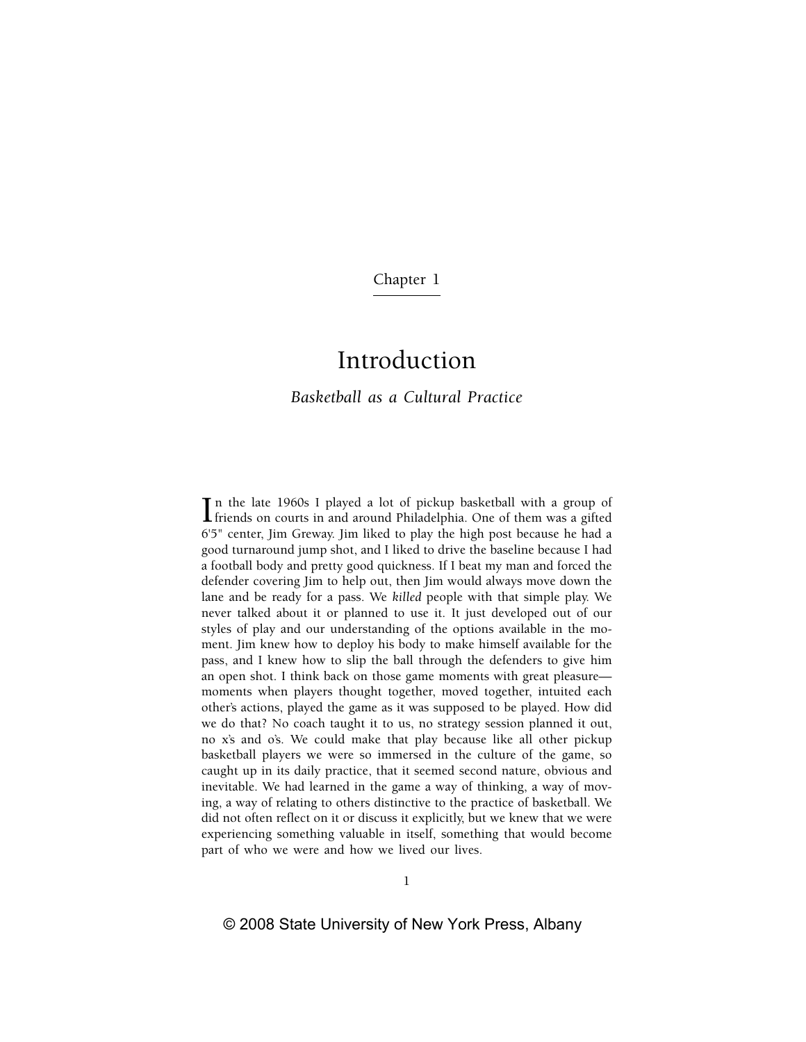Chapter 1

# Introduction

## *Basketball as a Cultural Practice*

In the late 1960s I played a lot of pickup basketball with a group of friends on courts in and around Philadelphia. One of them was a gifted 6'5" center, Jim Greway. Jim liked to play the high post because he had a good turnaround jump shot, and I liked to drive the baseline because I had a football body and pretty good quickness. If I beat my man and forced the defender covering Jim to help out, then Jim would always move down the lane and be ready for a pass. We *killed* people with that simple play. We never talked about it or planned to use it. It just developed out of our styles of play and our understanding of the options available in the moment. Jim knew how to deploy his body to make himself available for the pass, and I knew how to slip the ball through the defenders to give him an open shot. I think back on those game moments with great pleasure—moments when players thought together, moved together, intuited each other's actions, played the game as it was supposed to be played. How did we do that? No coach taught it to us, no strategy session planned it out, no x's and o's. We could make that play because like all other pickup basketball players we were so immersed in the culture of the game, so caught up in its daily practice, that it seemed second nature, obvious and inevitable. We had learned in the game a way of thinking, a way of moving, a way of relating to others distinctive to the practice of basketball. We did not often reflect on it or discuss it explicitly, but we knew that we were experiencing something valuable in itself, something that would become part of who we were and how we lived our lives.

© 2008 State University of New York Press, Albany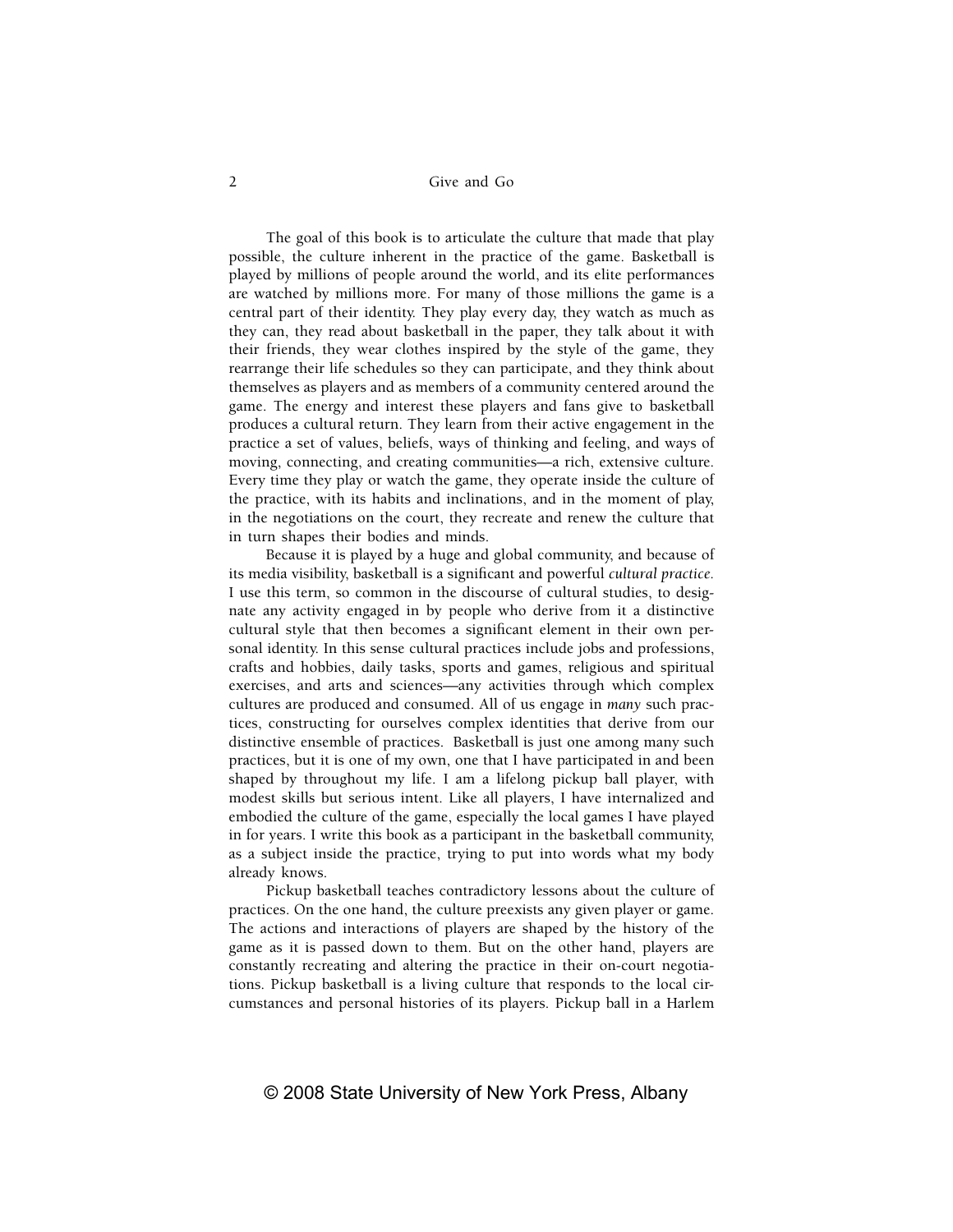The goal of this book is to articulate the culture that made that play possible, the culture inherent in the practice of the game. Basketball is played by millions of people around the world, and its elite performances are watched by millions more. For many of those millions the game is a central part of their identity. They play every day, they watch as much as they can, they read about basketball in the paper, they talk about it with their friends, they wear clothes inspired by the style of the game, they rearrange their life schedules so they can participate, and they think about themselves as players and as members of a community centered around the game. The energy and interest these players and fans give to basketball produces a cultural return. They learn from their active engagement in the practice a set of values, beliefs, ways of thinking and feeling, and ways of moving, connecting, and creating communities—a rich, extensive culture. Every time they play or watch the game, they operate inside the culture of the practice, with its habits and inclinations, and in the moment of play, in the negotiations on the court, they recreate and renew the culture that in turn shapes their bodies and minds.

Because it is played by a huge and global community, and because of its media visibility, basketball is a significant and powerful *cultural practice*. I use this term, so common in the discourse of cultural studies, to designate any activity engaged in by people who derive from it a distinctive cultural style that then becomes a significant element in their own personal identity. In this sense cultural practices include jobs and professions, crafts and hobbies, daily tasks, sports and games, religious and spiritual exercises, and arts and sciences—any activities through which complex cultures are produced and consumed. All of us engage in *many* such practices, constructing for ourselves complex identities that derive from our distinctive ensemble of practices. Basketball is just one among many such practices, but it is one of my own, one that I have participated in and been shaped by throughout my life. I am a lifelong pickup ball player, with modest skills but serious intent. Like all players, I have internalized and embodied the culture of the game, especially the local games I have played in for years. I write this book as a participant in the basketball community, as a subject inside the practice, trying to put into words what my body already knows.

Pickup basketball teaches contradictory lessons about the culture of practices. On the one hand, the culture preexists any given player or game. The actions and interactions of players are shaped by the history of the game as it is passed down to them. But on the other hand, players are constantly recreating and altering the practice in their on-court negotiations. Pickup basketball is a living culture that responds to the local circumstances and personal histories of its players. Pickup ball in a Harlem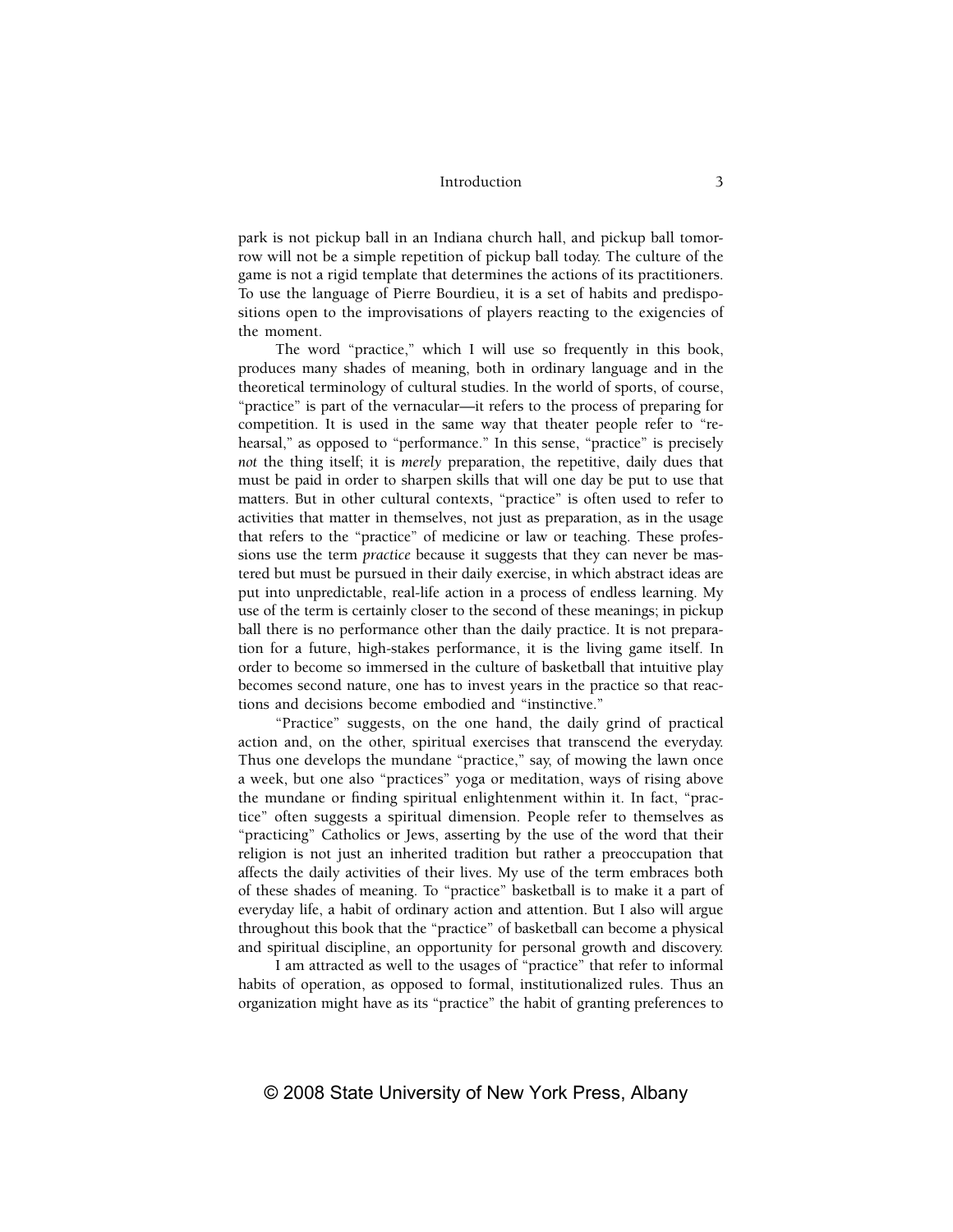park is not pickup ball in an Indiana church hall, and pickup ball tomorrow will not be a simple repetition of pickup ball today. The culture of the game is not a rigid template that determines the actions of its practitioners. To use the language of Pierre Bourdieu, it is a set of habits and predispositions open to the improvisations of players reacting to the exigencies of the moment.

The word "practice," which I will use so frequently in this book, produces many shades of meaning, both in ordinary language and in the theoretical terminology of cultural studies. In the world of sports, of course, "practice" is part of the vernacular—it refers to the process of preparing for competition. It is used in the same way that theater people refer to "rehearsal," as opposed to "performance." In this sense, "practice" is precisely *not* the thing itself; it is *merely* preparation, the repetitive, daily dues that must be paid in order to sharpen skills that will one day be put to use that matters. But in other cultural contexts, "practice" is often used to refer to activities that matter in themselves, not just as preparation, as in the usage that refers to the "practice" of medicine or law or teaching. These professions use the term *practice* because it suggests that they can never be mastered but must be pursued in their daily exercise, in which abstract ideas are put into unpredictable, real-life action in a process of endless learning. My use of the term is certainly closer to the second of these meanings; in pickup ball there is no performance other than the daily practice. It is not preparation for a future, high-stakes performance, it is the living game itself. In order to become so immersed in the culture of basketball that intuitive play becomes second nature, one has to invest years in the practice so that reactions and decisions become embodied and "instinctive."

"Practice" suggests, on the one hand, the daily grind of practical action and, on the other, spiritual exercises that transcend the everyday. Thus one develops the mundane "practice," say, of mowing the lawn once a week, but one also "practices" yoga or meditation, ways of rising above the mundane or finding spiritual enlightenment within it. In fact, "practice" often suggests a spiritual dimension. People refer to themselves as "practicing" Catholics or Jews, asserting by the use of the word that their religion is not just an inherited tradition but rather a preoccupation that affects the daily activities of their lives. My use of the term embraces both of these shades of meaning. To "practice" basketball is to make it a part of everyday life, a habit of ordinary action and attention. But I also will argue throughout this book that the "practice" of basketball can become a physical and spiritual discipline, an opportunity for personal growth and discovery.

I am attracted as well to the usages of "practice" that refer to informal habits of operation, as opposed to formal, institutionalized rules. Thus an organization might have as its "practice" the habit of granting preferences to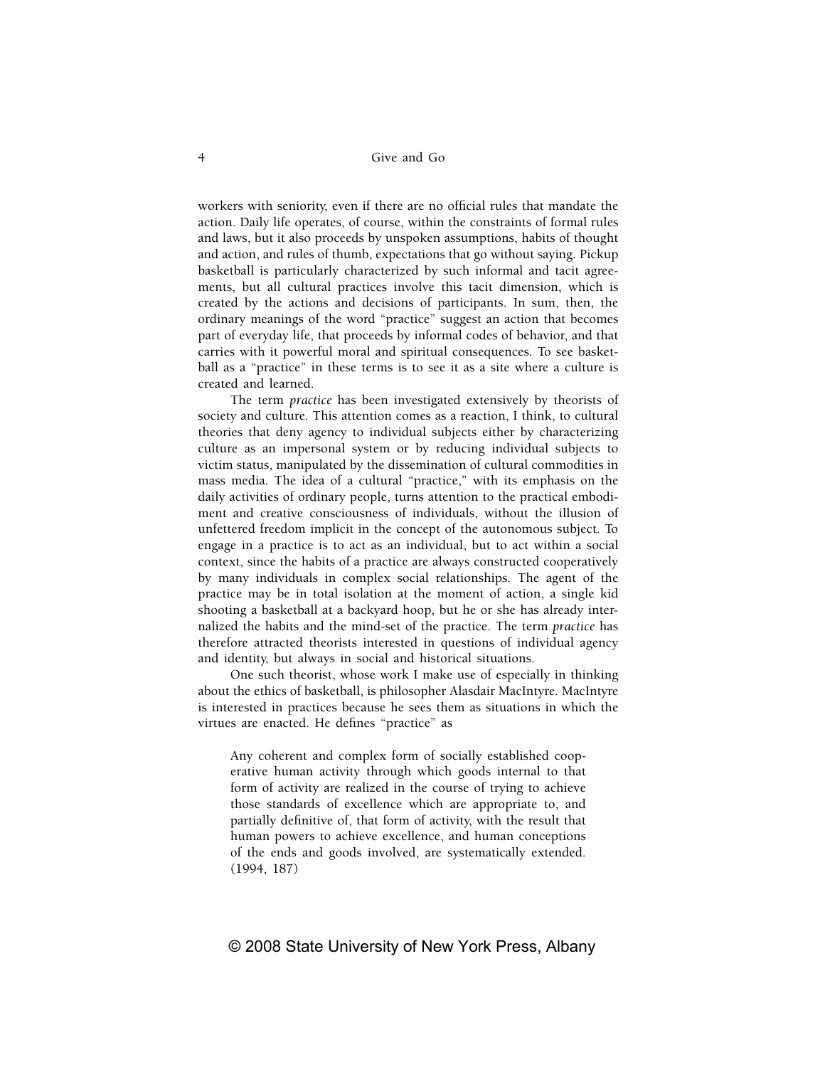workers with seniority, even if there are no official rules that mandate the action. Daily life operates, of course, within the constraints of formal rules and laws, but it also proceeds by unspoken assumptions, habits of thought and action, and rules of thumb, expectations that go without saying. Pickup basketball is particularly characterized by such informal and tacit agreements, but all cultural practices involve this tacit dimension, which is created by the actions and decisions of participants. In sum, then, the ordinary meanings of the word "practice" suggest an action that becomes part of everyday life, that proceeds by informal codes of behavior, and that carries with it powerful moral and spiritual consequences. To see basketball as a "practice" in these terms is to see it as a site where a culture is created and learned.

The term *practice* has been investigated extensively by theorists of society and culture. This attention comes as a reaction, I think, to cultural theories that deny agency to individual subjects either by characterizing culture as an impersonal system or by reducing individual subjects to victim status, manipulated by the dissemination of cultural commodities in mass media. The idea of a cultural "practice," with its emphasis on the daily activities of ordinary people, turns attention to the practical embodiment and creative consciousness of individuals, without the illusion of unfettered freedom implicit in the concept of the autonomous subject. To engage in a practice is to act as an individual, but to act within a social context, since the habits of a practice are always constructed cooperatively by many individuals in complex social relationships. The agent of the practice may be in total isolation at the moment of action, a single kid shooting a basketball at a backyard hoop, but he or she has already internalized the habits and the mind-set of the practice. The term *practice* has therefore attracted theorists interested in questions of individual agency and identity, but always in social and historical situations.

One such theorist, whose work I make use of especially in thinking about the ethics of basketball, is philosopher Alasdair MacIntyre. MacIntyre is interested in practices because he sees them as situations in which the virtues are enacted. He defines "practice" as

> Any coherent and complex form of socially established cooperative human activity through which goods internal to that form of activity are realized in the course of trying to achieve those standards of excellence which are appropriate to, and partially definitive of, that form of activity, with the result that human powers to achieve excellence, and human conceptions of the ends and goods involved, are systematically extended. (1994, 187)

© 2008 State University of New York Press, Albany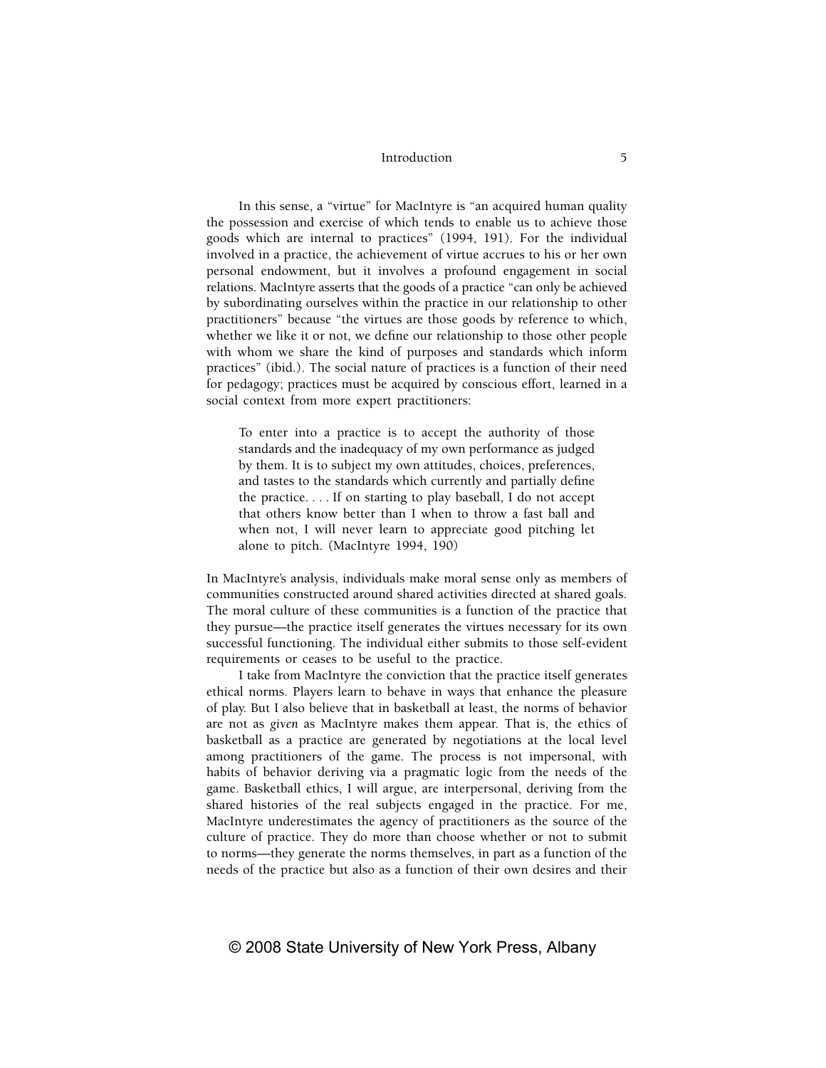In this sense, a "virtue" for MacIntyre is "an acquired human quality the possession and exercise of which tends to enable us to achieve those goods which are internal to practices" (1994, 191). For the individual involved in a practice, the achievement of virtue accrues to his or her own personal endowment, but it involves a profound engagement in social relations. MacIntyre asserts that the goods of a practice "can only be achieved by subordinating ourselves within the practice in our relationship to other practitioners" because "the virtues are those goods by reference to which, whether we like it or not, we define our relationship to those other people with whom we share the kind of purposes and standards which inform practices" (ibid.). The social nature of practices is a function of their need for pedagogy; practices must be acquired by conscious effort, learned in a social context from more expert practitioners:

> To enter into a practice is to accept the authority of those standards and the inadequacy of my own performance as judged by them. It is to subject my own attitudes, choices, preferences, and tastes to the standards which currently and partially define the practice. . . . If on starting to play baseball, I do not accept that others know better than I when to throw a fast ball and when not, I will never learn to appreciate good pitching let alone to pitch. (MacIntyre 1994, 190)

In MacIntyre's analysis, individuals make moral sense only as members of communities constructed around shared activities directed at shared goals. The moral culture of these communities is a function of the practice that they pursue—the practice itself generates the virtues necessary for its own successful functioning. The individual either submits to those self-evident requirements or ceases to be useful to the practice.

I take from MacIntyre the conviction that the practice itself generates ethical norms. Players learn to behave in ways that enhance the pleasure of play. But I also believe that in basketball at least, the norms of behavior are not as *given* as MacIntyre makes them appear. That is, the ethics of basketball as a practice are generated by negotiations at the local level among practitioners of the game. The process is not impersonal, with habits of behavior deriving via a pragmatic logic from the needs of the game. Basketball ethics, I will argue, are interpersonal, deriving from the shared histories of the real subjects engaged in the practice. For me, MacIntyre underestimates the agency of practitioners as the source of the culture of practice. They do more than choose whether or not to submit to norms—they generate the norms themselves, in part as a function of the needs of the practice but also as a function of their own desires and their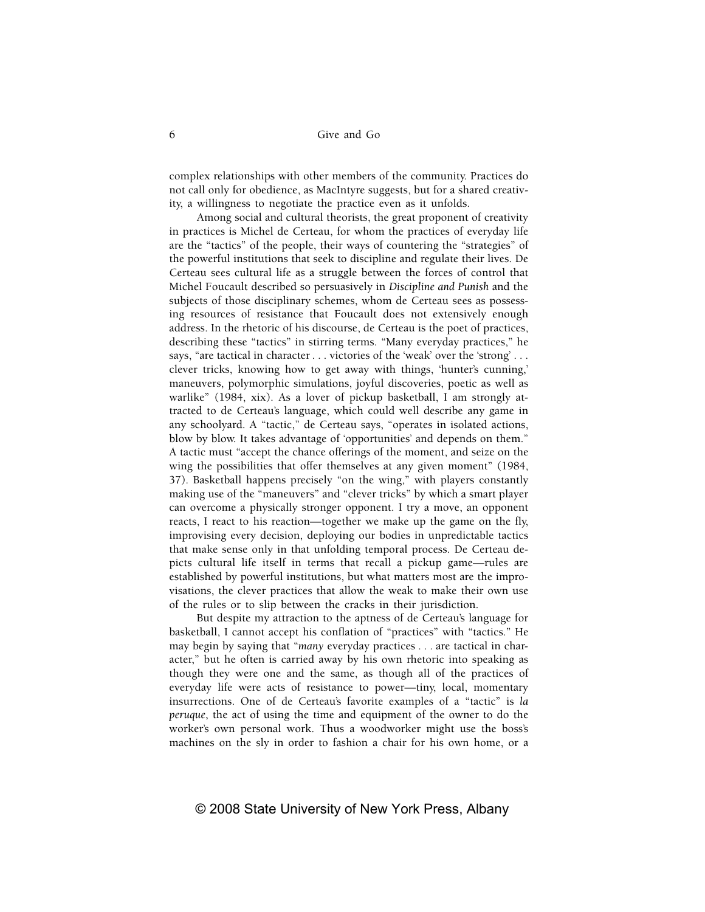complex relationships with other members of the community. Practices do not call only for obedience, as MacIntyre suggests, but for a shared creativity, a willingness to negotiate the practice even as it unfolds.

Among social and cultural theorists, the great proponent of creativity in practices is Michel de Certeau, for whom the practices of everyday life are the "tactics" of the people, their ways of countering the "strategies" of the powerful institutions that seek to discipline and regulate their lives. De Certeau sees cultural life as a struggle between the forces of control that Michel Foucault described so persuasively in *Discipline and Punish* and the subjects of those disciplinary schemes, whom de Certeau sees as possessing resources of resistance that Foucault does not extensively enough address. In the rhetoric of his discourse, de Certeau is the poet of practices, describing these "tactics" in stirring terms. "Many everyday practices," he says, "are tactical in character . . . victories of the 'weak' over the 'strong' . . . clever tricks, knowing how to get away with things, 'hunter's cunning,' maneuvers, polymorphic simulations, joyful discoveries, poetic as well as warlike" (1984, xix). As a lover of pickup basketball, I am strongly attracted to de Certeau's language, which could well describe any game in any schoolyard. A "tactic," de Certeau says, "operates in isolated actions, blow by blow. It takes advantage of 'opportunities' and depends on them." A tactic must "accept the chance offerings of the moment, and seize on the wing the possibilities that offer themselves at any given moment" (1984, 37). Basketball happens precisely "on the wing," with players constantly making use of the "maneuvers" and "clever tricks" by which a smart player can overcome a physically stronger opponent. I try a move, an opponent reacts, I react to his reaction—together we make up the game on the fly, improvising every decision, deploying our bodies in unpredictable tactics that make sense only in that unfolding temporal process. De Certeau depicts cultural life itself in terms that recall a pickup game—rules are established by powerful institutions, but what matters most are the improvisations, the clever practices that allow the weak to make their own use of the rules or to slip between the cracks in their jurisdiction.

But despite my attraction to the aptness of de Certeau's language for basketball, I cannot accept his conflation of "practices" with "tactics." He may begin by saying that "*many* everyday practices . . . are tactical in character," but he often is carried away by his own rhetoric into speaking as though they were one and the same, as though all of the practices of everyday life were acts of resistance to power—tiny, local, momentary insurrections. One of de Certeau's favorite examples of a "tactic" is *la peruque*, the act of using the time and equipment of the owner to do the worker's own personal work. Thus a woodworker might use the boss's machines on the sly in order to fashion a chair for his own home, or a

© 2008 State University of New York Press, Albany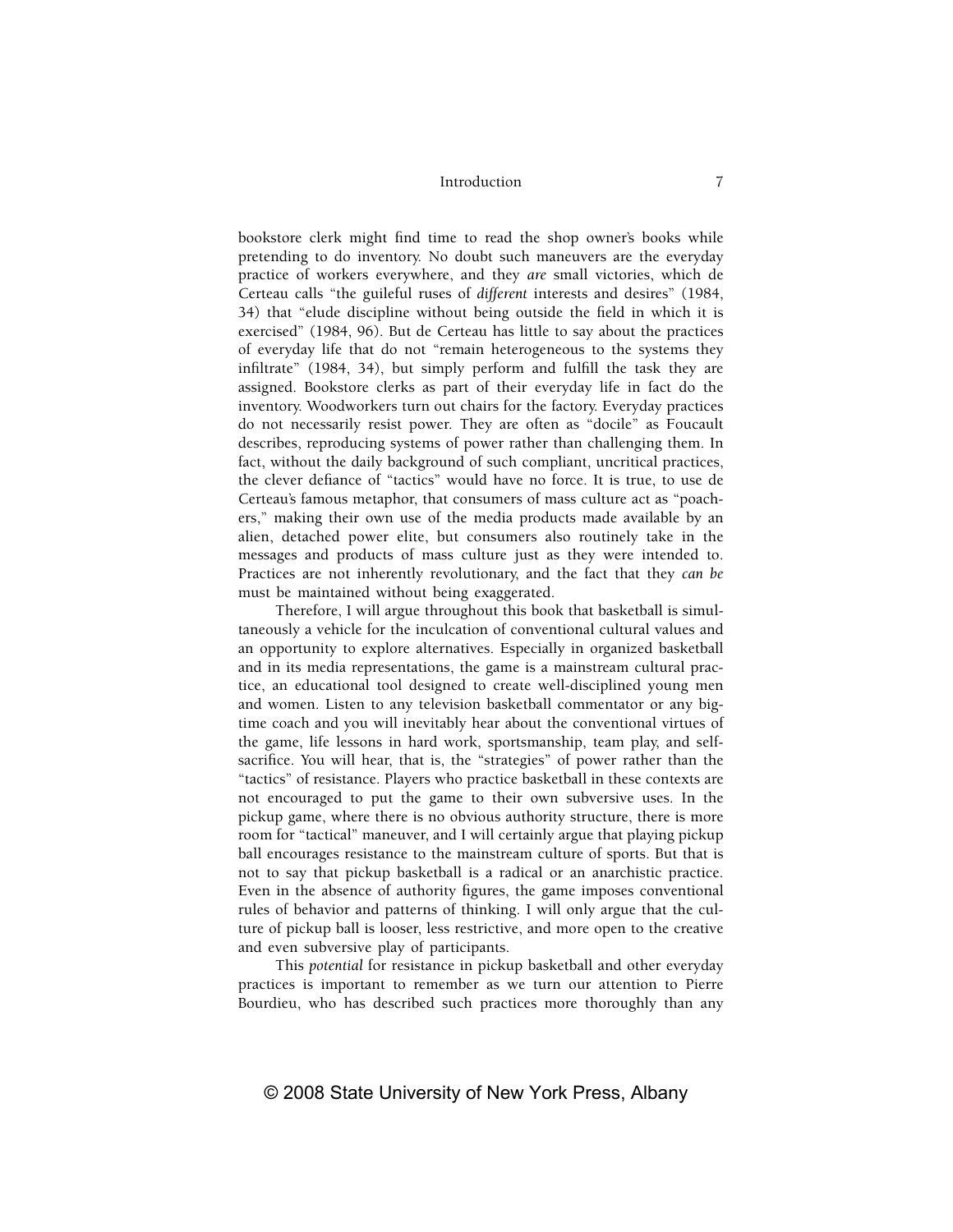bookstore clerk might find time to read the shop owner's books while pretending to do inventory. No doubt such maneuvers are the everyday practice of workers everywhere, and they *are* small victories, which de Certeau calls "the guileful ruses of *different* interests and desires" (1984, 34) that "elude discipline without being outside the field in which it is exercised" (1984, 96). But de Certeau has little to say about the practices of everyday life that do not "remain heterogeneous to the systems they infiltrate" (1984, 34), but simply perform and fulfill the task they are assigned. Bookstore clerks as part of their everyday life in fact do the inventory. Woodworkers turn out chairs for the factory. Everyday practices do not necessarily resist power. They are often as "docile" as Foucault describes, reproducing systems of power rather than challenging them. In fact, without the daily background of such compliant, uncritical practices, the clever defiance of "tactics" would have no force. It is true, to use de Certeau's famous metaphor, that consumers of mass culture act as "poachers," making their own use of the media products made available by an alien, detached power elite, but consumers also routinely take in the messages and products of mass culture just as they were intended to. Practices are not inherently revolutionary, and the fact that they *can be* must be maintained without being exaggerated.

Therefore, I will argue throughout this book that basketball is simultaneously a vehicle for the inculcation of conventional cultural values and an opportunity to explore alternatives. Especially in organized basketball and in its media representations, the game is a mainstream cultural practice, an educational tool designed to create well-disciplined young men and women. Listen to any television basketball commentator or any big-time coach and you will inevitably hear about the conventional virtues of the game, life lessons in hard work, sportsmanship, team play, and self-sacrifice. You will hear, that is, the "strategies" of power rather than the "tactics" of resistance. Players who practice basketball in these contexts are not encouraged to put the game to their own subversive uses. In the pickup game, where there is no obvious authority structure, there is more room for "tactical" maneuver, and I will certainly argue that playing pickup ball encourages resistance to the mainstream culture of sports. But that is not to say that pickup basketball is a radical or an anarchistic practice. Even in the absence of authority figures, the game imposes conventional rules of behavior and patterns of thinking. I will only argue that the culture of pickup ball is looser, less restrictive, and more open to the creative and even subversive play of participants.

This *potential* for resistance in pickup basketball and other everyday practices is important to remember as we turn our attention to Pierre Bourdieu, who has described such practices more thoroughly than any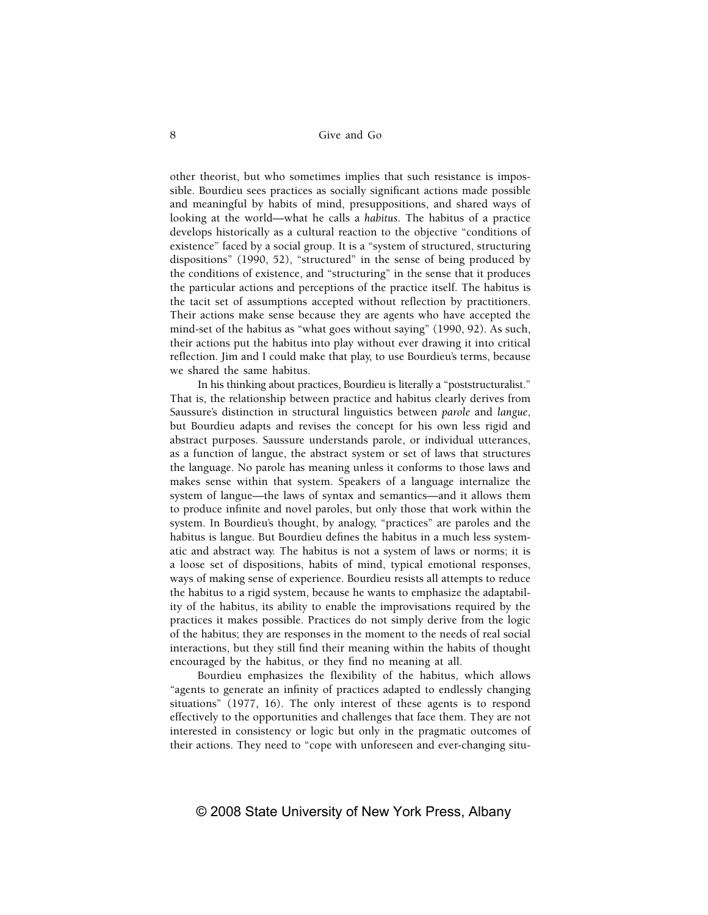other theorist, but who sometimes implies that such resistance is impossible. Bourdieu sees practices as socially significant actions made possible and meaningful by habits of mind, presuppositions, and shared ways of looking at the world—what he calls a *habitus*. The habitus of a practice develops historically as a cultural reaction to the objective "conditions of existence" faced by a social group. It is a "system of structured, structuring dispositions" (1990, 52), "structured" in the sense of being produced by the conditions of existence, and "structuring" in the sense that it produces the particular actions and perceptions of the practice itself. The habitus is the tacit set of assumptions accepted without reflection by practitioners. Their actions make sense because they are agents who have accepted the mind-set of the habitus as "what goes without saying" (1990, 92). As such, their actions put the habitus into play without ever drawing it into critical reflection. Jim and I could make that play, to use Bourdieu's terms, because we shared the same habitus.

In his thinking about practices, Bourdieu is literally a "poststructuralist." That is, the relationship between practice and habitus clearly derives from Saussure's distinction in structural linguistics between *parole* and *langue*, but Bourdieu adapts and revises the concept for his own less rigid and abstract purposes. Saussure understands parole, or individual utterances, as a function of langue, the abstract system or set of laws that structures the language. No parole has meaning unless it conforms to those laws and makes sense within that system. Speakers of a language internalize the system of langue—the laws of syntax and semantics—and it allows them to produce infinite and novel paroles, but only those that work within the system. In Bourdieu's thought, by analogy, "practices" are paroles and the habitus is langue. But Bourdieu defines the habitus in a much less systematic and abstract way. The habitus is not a system of laws or norms; it is a loose set of dispositions, habits of mind, typical emotional responses, ways of making sense of experience. Bourdieu resists all attempts to reduce the habitus to a rigid system, because he wants to emphasize the adaptability of the habitus, its ability to enable the improvisations required by the practices it makes possible. Practices do not simply derive from the logic of the habitus; they are responses in the moment to the needs of real social interactions, but they still find their meaning within the habits of thought encouraged by the habitus, or they find no meaning at all.

Bourdieu emphasizes the flexibility of the habitus, which allows "agents to generate an infinity of practices adapted to endlessly changing situations" (1977, 16). The only interest of these agents is to respond effectively to the opportunities and challenges that face them. They are not interested in consistency or logic but only in the pragmatic outcomes of their actions. They need to "cope with unforeseen and ever-changing situ-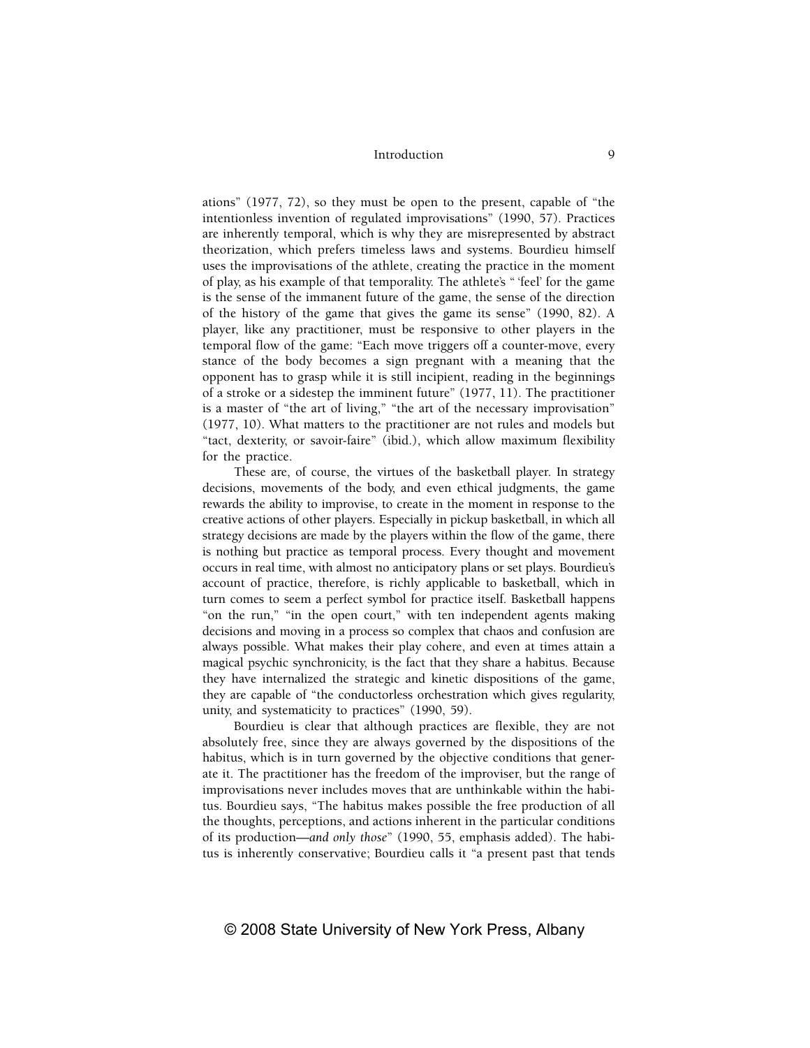ations" (1977, 72), so they must be open to the present, capable of "the intentionless invention of regulated improvisations" (1990, 57). Practices are inherently temporal, which is why they are misrepresented by abstract theorization, which prefers timeless laws and systems. Bourdieu himself uses the improvisations of the athlete, creating the practice in the moment of play, as his example of that temporality. The athlete's " 'feel' for the game is the sense of the immanent future of the game, the sense of the direction of the history of the game that gives the game its sense" (1990, 82). A player, like any practitioner, must be responsive to other players in the temporal flow of the game: "Each move triggers off a counter-move, every stance of the body becomes a sign pregnant with a meaning that the opponent has to grasp while it is still incipient, reading in the beginnings of a stroke or a sidestep the imminent future" (1977, 11). The practitioner is a master of "the art of living," "the art of the necessary improvisation" (1977, 10). What matters to the practitioner are not rules and models but "tact, dexterity, or savoir-faire" (ibid.), which allow maximum flexibility for the practice.

These are, of course, the virtues of the basketball player. In strategy decisions, movements of the body, and even ethical judgments, the game rewards the ability to improvise, to create in the moment in response to the creative actions of other players. Especially in pickup basketball, in which all strategy decisions are made by the players within the flow of the game, there is nothing but practice as temporal process. Every thought and movement occurs in real time, with almost no anticipatory plans or set plays. Bourdieu's account of practice, therefore, is richly applicable to basketball, which in turn comes to seem a perfect symbol for practice itself. Basketball happens "on the run," "in the open court," with ten independent agents making decisions and moving in a process so complex that chaos and confusion are always possible. What makes their play cohere, and even at times attain a magical psychic synchronicity, is the fact that they share a habitus. Because they have internalized the strategic and kinetic dispositions of the game, they are capable of "the conductorless orchestration which gives regularity, unity, and systematicity to practices" (1990, 59).

Bourdieu is clear that although practices are flexible, they are not absolutely free, since they are always governed by the dispositions of the habitus, which is in turn governed by the objective conditions that generate it. The practitioner has the freedom of the improviser, but the range of improvisations never includes moves that are unthinkable within the habitus. Bourdieu says, "The habitus makes possible the free production of all the thoughts, perceptions, and actions inherent in the particular conditions of its production—*and only those*" (1990, 55, emphasis added). The habitus is inherently conservative; Bourdieu calls it "a present past that tends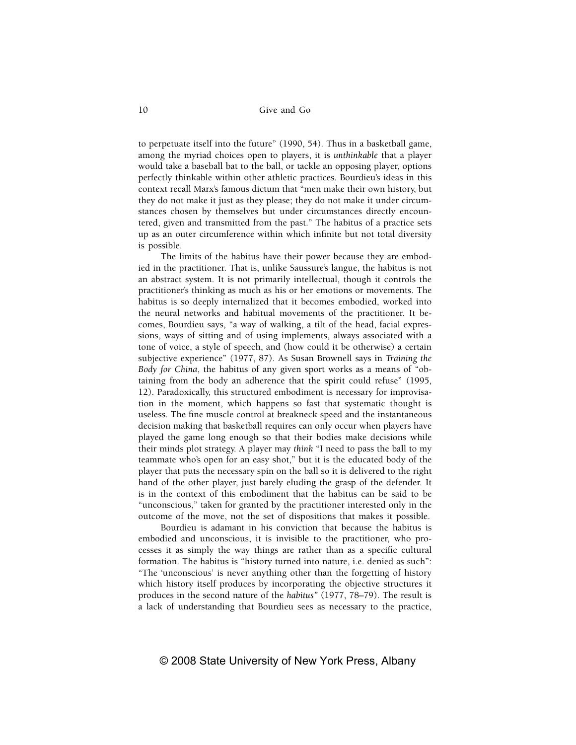to perpetuate itself into the future" (1990, 54). Thus in a basketball game, among the myriad choices open to players, it is *unthinkable* that a player would take a baseball bat to the ball, or tackle an opposing player, options perfectly thinkable within other athletic practices. Bourdieu's ideas in this context recall Marx's famous dictum that "men make their own history, but they do not make it just as they please; they do not make it under circumstances chosen by themselves but under circumstances directly encountered, given and transmitted from the past." The habitus of a practice sets up as an outer circumference within which infinite but not total diversity is possible.

The limits of the habitus have their power because they are embodied in the practitioner. That is, unlike Saussure's langue, the habitus is not an abstract system. It is not primarily intellectual, though it controls the practitioner's thinking as much as his or her emotions or movements. The habitus is so deeply internalized that it becomes embodied, worked into the neural networks and habitual movements of the practitioner. It becomes, Bourdieu says, "a way of walking, a tilt of the head, facial expressions, ways of sitting and of using implements, always associated with a tone of voice, a style of speech, and (how could it be otherwise) a certain subjective experience" (1977, 87). As Susan Brownell says in *Training the Body for China*, the habitus of any given sport works as a means of "obtaining from the body an adherence that the spirit could refuse" (1995, 12). Paradoxically, this structured embodiment is necessary for improvisation in the moment, which happens so fast that systematic thought is useless. The fine muscle control at breakneck speed and the instantaneous decision making that basketball requires can only occur when players have played the game long enough so that their bodies make decisions while their minds plot strategy. A player may *think* "I need to pass the ball to my teammate who's open for an easy shot," but it is the educated body of the player that puts the necessary spin on the ball so it is delivered to the right hand of the other player, just barely eluding the grasp of the defender. It is in the context of this embodiment that the habitus can be said to be "unconscious," taken for granted by the practitioner interested only in the outcome of the move, not the set of dispositions that makes it possible.

Bourdieu is adamant in his conviction that because the habitus is embodied and unconscious, it is invisible to the practitioner, who processes it as simply the way things are rather than as a specific cultural formation. The habitus is "history turned into nature, i.e. denied as such": "The 'unconscious' is never anything other than the forgetting of history which history itself produces by incorporating the objective structures it produces in the second nature of the *habitus*" (1977, 78–79). The result is a lack of understanding that Bourdieu sees as necessary to the practice,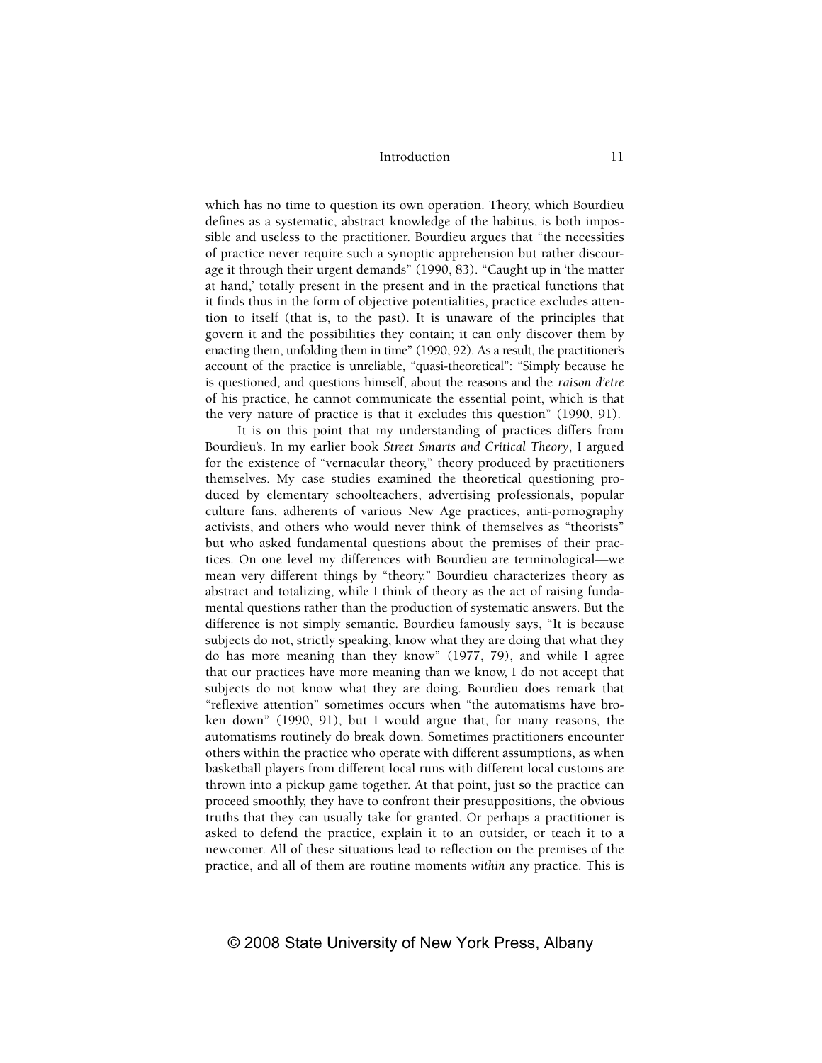which has no time to question its own operation. Theory, which Bourdieu defines as a systematic, abstract knowledge of the habitus, is both impossible and useless to the practitioner. Bourdieu argues that "the necessities of practice never require such a synoptic apprehension but rather discourage it through their urgent demands" (1990, 83). "Caught up in 'the matter at hand,' totally present in the present and in the practical functions that it finds thus in the form of objective potentialities, practice excludes attention to itself (that is, to the past). It is unaware of the principles that govern it and the possibilities they contain; it can only discover them by enacting them, unfolding them in time" (1990, 92). As a result, the practitioner's account of the practice is unreliable, "quasi-theoretical": "Simply because he is questioned, and questions himself, about the reasons and the *raison d'etre* of his practice, he cannot communicate the essential point, which is that the very nature of practice is that it excludes this question" (1990, 91).

It is on this point that my understanding of practices differs from Bourdieu's. In my earlier book *Street Smarts and Critical Theory*, I argued for the existence of "vernacular theory," theory produced by practitioners themselves. My case studies examined the theoretical questioning produced by elementary schoolteachers, advertising professionals, popular culture fans, adherents of various New Age practices, anti-pornography activists, and others who would never think of themselves as "theorists" but who asked fundamental questions about the premises of their practices. On one level my differences with Bourdieu are terminological—we mean very different things by "theory." Bourdieu characterizes theory as abstract and totalizing, while I think of theory as the act of raising fundamental questions rather than the production of systematic answers. But the difference is not simply semantic. Bourdieu famously says, "It is because subjects do not, strictly speaking, know what they are doing that what they do has more meaning than they know" (1977, 79), and while I agree that our practices have more meaning than we know, I do not accept that subjects do not know what they are doing. Bourdieu does remark that "reflexive attention" sometimes occurs when "the automatisms have broken down" (1990, 91), but I would argue that, for many reasons, the automatisms routinely do break down. Sometimes practitioners encounter others within the practice who operate with different assumptions, as when basketball players from different local runs with different local customs are thrown into a pickup game together. At that point, just so the practice can proceed smoothly, they have to confront their presuppositions, the obvious truths that they can usually take for granted. Or perhaps a practitioner is asked to defend the practice, explain it to an outsider, or teach it to a newcomer. All of these situations lead to reflection on the premises of the practice, and all of them are routine moments *within* any practice. This is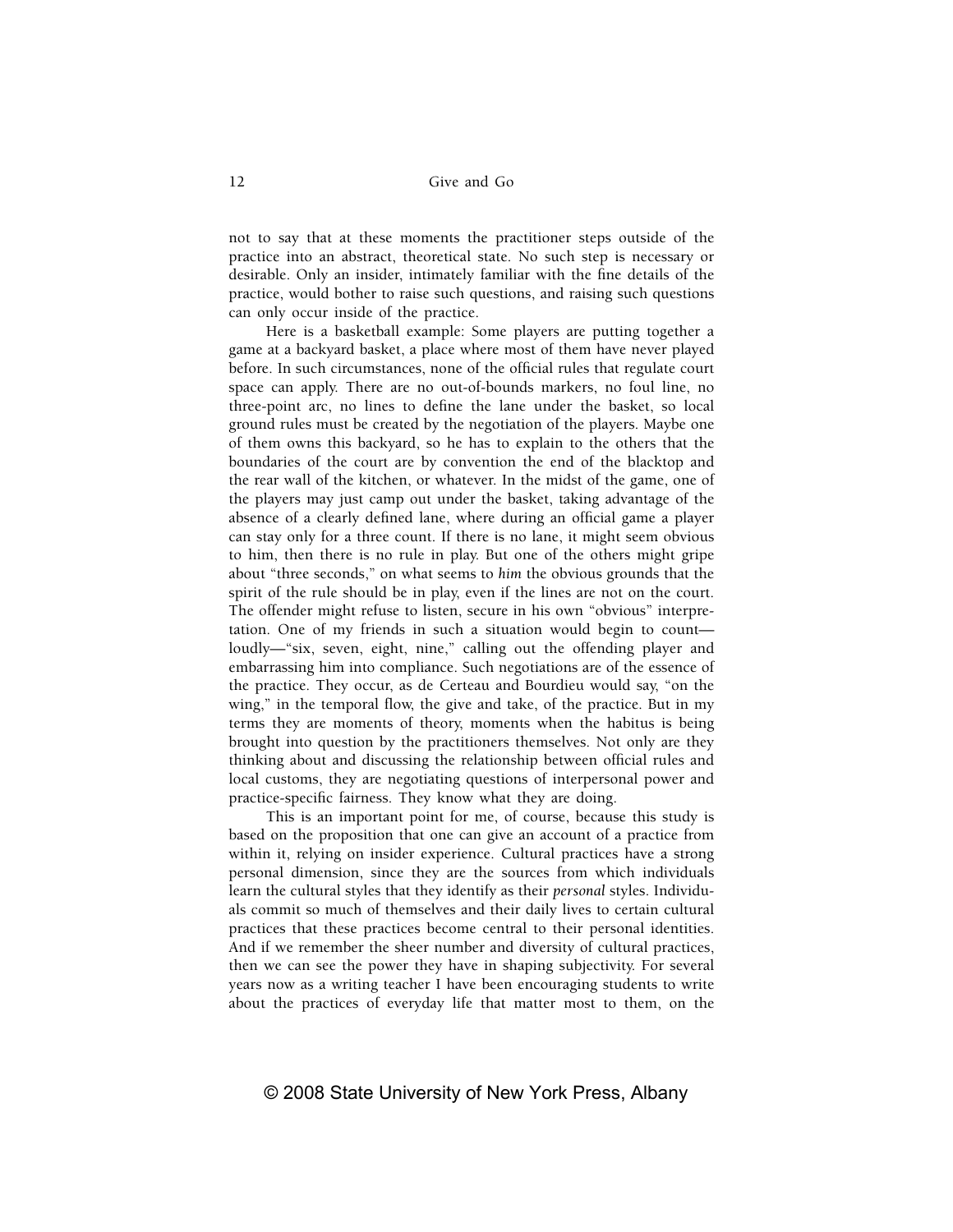not to say that at these moments the practitioner steps outside of the practice into an abstract, theoretical state. No such step is necessary or desirable. Only an insider, intimately familiar with the fine details of the practice, would bother to raise such questions, and raising such questions can only occur inside of the practice.

Here is a basketball example: Some players are putting together a game at a backyard basket, a place where most of them have never played before. In such circumstances, none of the official rules that regulate court space can apply. There are no out-of-bounds markers, no foul line, no three-point arc, no lines to define the lane under the basket, so local ground rules must be created by the negotiation of the players. Maybe one of them owns this backyard, so he has to explain to the others that the boundaries of the court are by convention the end of the blacktop and the rear wall of the kitchen, or whatever. In the midst of the game, one of the players may just camp out under the basket, taking advantage of the absence of a clearly defined lane, where during an official game a player can stay only for a three count. If there is no lane, it might seem obvious to him, then there is no rule in play. But one of the others might gripe about "three seconds," on what seems to *him* the obvious grounds that the spirit of the rule should be in play, even if the lines are not on the court. The offender might refuse to listen, secure in his own "obvious" interpretation. One of my friends in such a situation would begin to count—loudly—"six, seven, eight, nine," calling out the offending player and embarrassing him into compliance. Such negotiations are of the essence of the practice. They occur, as de Certeau and Bourdieu would say, "on the wing," in the temporal flow, the give and take, of the practice. But in my terms they are moments of theory, moments when the habitus is being brought into question by the practitioners themselves. Not only are they thinking about and discussing the relationship between official rules and local customs, they are negotiating questions of interpersonal power and practice-specific fairness. They know what they are doing.

This is an important point for me, of course, because this study is based on the proposition that one can give an account of a practice from within it, relying on insider experience. Cultural practices have a strong personal dimension, since they are the sources from which individuals learn the cultural styles that they identify as their *personal* styles. Individuals commit so much of themselves and their daily lives to certain cultural practices that these practices become central to their personal identities. And if we remember the sheer number and diversity of cultural practices, then we can see the power they have in shaping subjectivity. For several years now as a writing teacher I have been encouraging students to write about the practices of everyday life that matter most to them, on the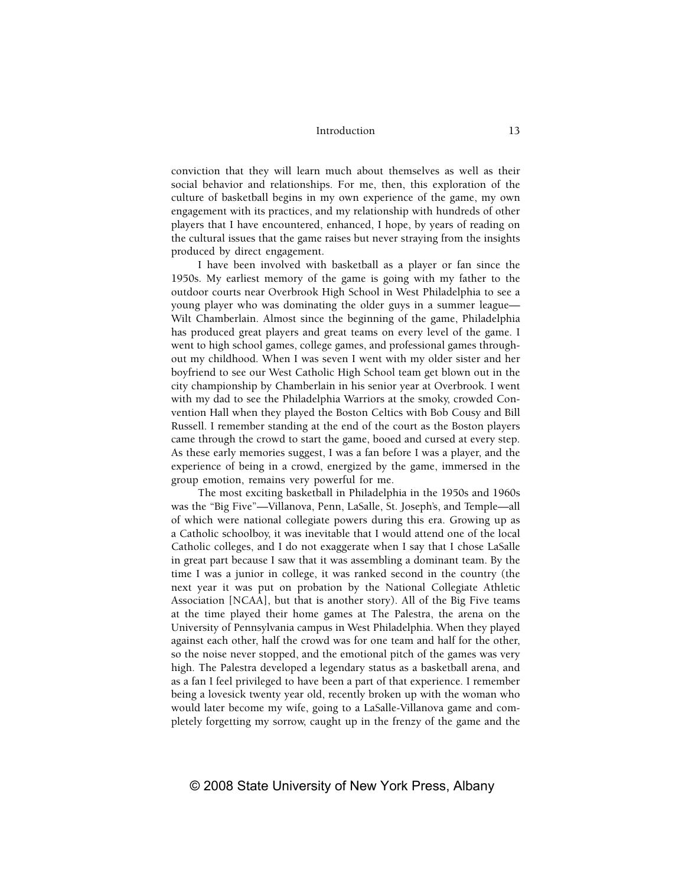conviction that they will learn much about themselves as well as their social behavior and relationships. For me, then, this exploration of the culture of basketball begins in my own experience of the game, my own engagement with its practices, and my relationship with hundreds of other players that I have encountered, enhanced, I hope, by years of reading on the cultural issues that the game raises but never straying from the insights produced by direct engagement.

I have been involved with basketball as a player or fan since the 1950s. My earliest memory of the game is going with my father to the outdoor courts near Overbrook High School in West Philadelphia to see a young player who was dominating the older guys in a summer league—Wilt Chamberlain. Almost since the beginning of the game, Philadelphia has produced great players and great teams on every level of the game. I went to high school games, college games, and professional games throughout my childhood. When I was seven I went with my older sister and her boyfriend to see our West Catholic High School team get blown out in the city championship by Chamberlain in his senior year at Overbrook. I went with my dad to see the Philadelphia Warriors at the smoky, crowded Convention Hall when they played the Boston Celtics with Bob Cousy and Bill Russell. I remember standing at the end of the court as the Boston players came through the crowd to start the game, booed and cursed at every step. As these early memories suggest, I was a fan before I was a player, and the experience of being in a crowd, energized by the game, immersed in the group emotion, remains very powerful for me.

The most exciting basketball in Philadelphia in the 1950s and 1960s was the "Big Five"—Villanova, Penn, LaSalle, St. Joseph's, and Temple—all of which were national collegiate powers during this era. Growing up as a Catholic schoolboy, it was inevitable that I would attend one of the local Catholic colleges, and I do not exaggerate when I say that I chose LaSalle in great part because I saw that it was assembling a dominant team. By the time I was a junior in college, it was ranked second in the country (the next year it was put on probation by the National Collegiate Athletic Association [NCAA], but that is another story). All of the Big Five teams at the time played their home games at The Palestra, the arena on the University of Pennsylvania campus in West Philadelphia. When they played against each other, half the crowd was for one team and half for the other, so the noise never stopped, and the emotional pitch of the games was very high. The Palestra developed a legendary status as a basketball arena, and as a fan I feel privileged to have been a part of that experience. I remember being a lovesick twenty year old, recently broken up with the woman who would later become my wife, going to a LaSalle-Villanova game and completely forgetting my sorrow, caught up in the frenzy of the game and the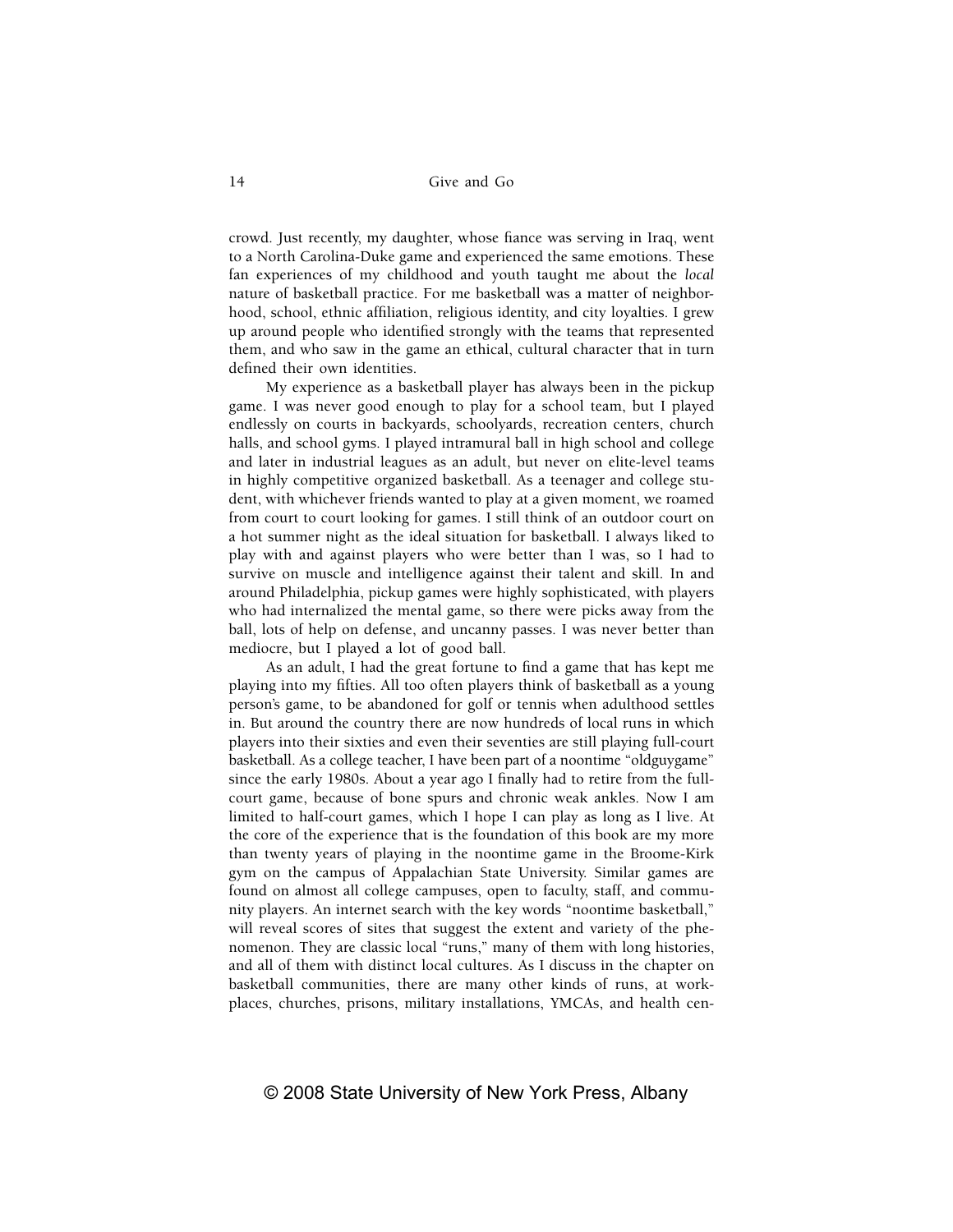crowd. Just recently, my daughter, whose fiance was serving in Iraq, went to a North Carolina-Duke game and experienced the same emotions. These fan experiences of my childhood and youth taught me about the *local* nature of basketball practice. For me basketball was a matter of neighborhood, school, ethnic affiliation, religious identity, and city loyalties. I grew up around people who identified strongly with the teams that represented them, and who saw in the game an ethical, cultural character that in turn defined their own identities.

My experience as a basketball player has always been in the pickup game. I was never good enough to play for a school team, but I played endlessly on courts in backyards, schoolyards, recreation centers, church halls, and school gyms. I played intramural ball in high school and college and later in industrial leagues as an adult, but never on elite-level teams in highly competitive organized basketball. As a teenager and college student, with whichever friends wanted to play at a given moment, we roamed from court to court looking for games. I still think of an outdoor court on a hot summer night as the ideal situation for basketball. I always liked to play with and against players who were better than I was, so I had to survive on muscle and intelligence against their talent and skill. In and around Philadelphia, pickup games were highly sophisticated, with players who had internalized the mental game, so there were picks away from the ball, lots of help on defense, and uncanny passes. I was never better than mediocre, but I played a lot of good ball.

As an adult, I had the great fortune to find a game that has kept me playing into my fifties. All too often players think of basketball as a young person's game, to be abandoned for golf or tennis when adulthood settles in. But around the country there are now hundreds of local runs in which players into their sixties and even their seventies are still playing full-court basketball. As a college teacher, I have been part of a noontime "oldguygame" since the early 1980s. About a year ago I finally had to retire from the full-court game, because of bone spurs and chronic weak ankles. Now I am limited to half-court games, which I hope I can play as long as I live. At the core of the experience that is the foundation of this book are my more than twenty years of playing in the noontime game in the Broome-Kirk gym on the campus of Appalachian State University. Similar games are found on almost all college campuses, open to faculty, staff, and community players. An internet search with the key words "noontime basketball," will reveal scores of sites that suggest the extent and variety of the phenomenon. They are classic local "runs," many of them with long histories, and all of them with distinct local cultures. As I discuss in the chapter on basketball communities, there are many other kinds of runs, at workplaces, churches, prisons, military installations, YMCAs, and health cen-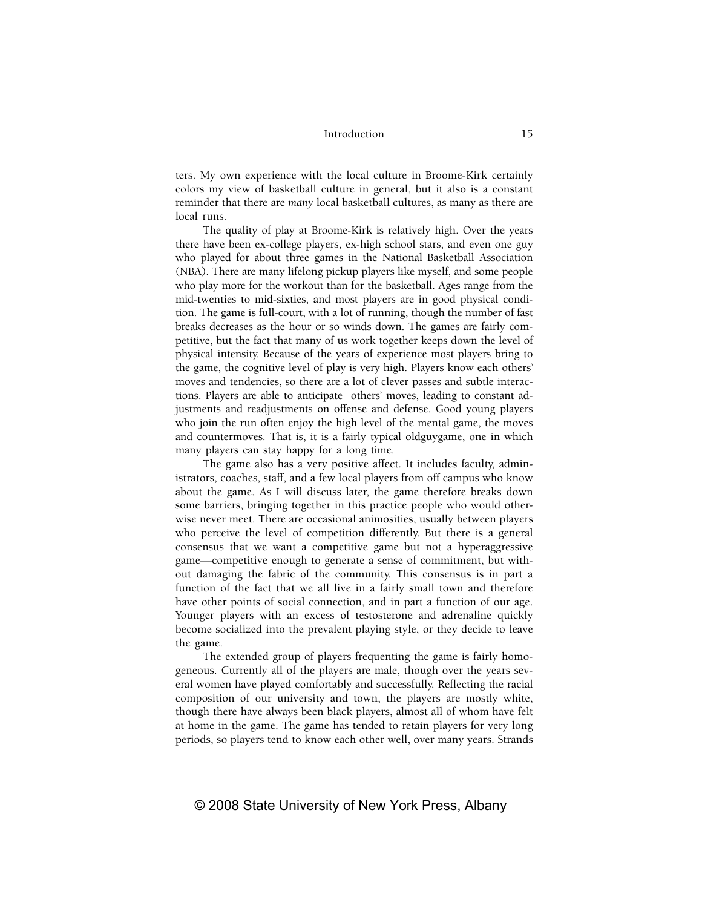ters. My own experience with the local culture in Broome-Kirk certainly colors my view of basketball culture in general, but it also is a constant reminder that there are *many* local basketball cultures, as many as there are local runs.

The quality of play at Broome-Kirk is relatively high. Over the years there have been ex-college players, ex-high school stars, and even one guy who played for about three games in the National Basketball Association (NBA). There are many lifelong pickup players like myself, and some people who play more for the workout than for the basketball. Ages range from the mid-twenties to mid-sixties, and most players are in good physical condition. The game is full-court, with a lot of running, though the number of fast breaks decreases as the hour or so winds down. The games are fairly competitive, but the fact that many of us work together keeps down the level of physical intensity. Because of the years of experience most players bring to the game, the cognitive level of play is very high. Players know each others' moves and tendencies, so there are a lot of clever passes and subtle interactions. Players are able to anticipate others' moves, leading to constant adjustments and readjustments on offense and defense. Good young players who join the run often enjoy the high level of the mental game, the moves and countermoves. That is, it is a fairly typical oldguygame, one in which many players can stay happy for a long time.

The game also has a very positive affect. It includes faculty, administrators, coaches, staff, and a few local players from off campus who know about the game. As I will discuss later, the game therefore breaks down some barriers, bringing together in this practice people who would otherwise never meet. There are occasional animosities, usually between players who perceive the level of competition differently. But there is a general consensus that we want a competitive game but not a hyperaggressive game—competitive enough to generate a sense of commitment, but without damaging the fabric of the community. This consensus is in part a function of the fact that we all live in a fairly small town and therefore have other points of social connection, and in part a function of our age. Younger players with an excess of testosterone and adrenaline quickly become socialized into the prevalent playing style, or they decide to leave the game.

The extended group of players frequenting the game is fairly homogeneous. Currently all of the players are male, though over the years several women have played comfortably and successfully. Reflecting the racial composition of our university and town, the players are mostly white, though there have always been black players, almost all of whom have felt at home in the game. The game has tended to retain players for very long periods, so players tend to know each other well, over many years. Strands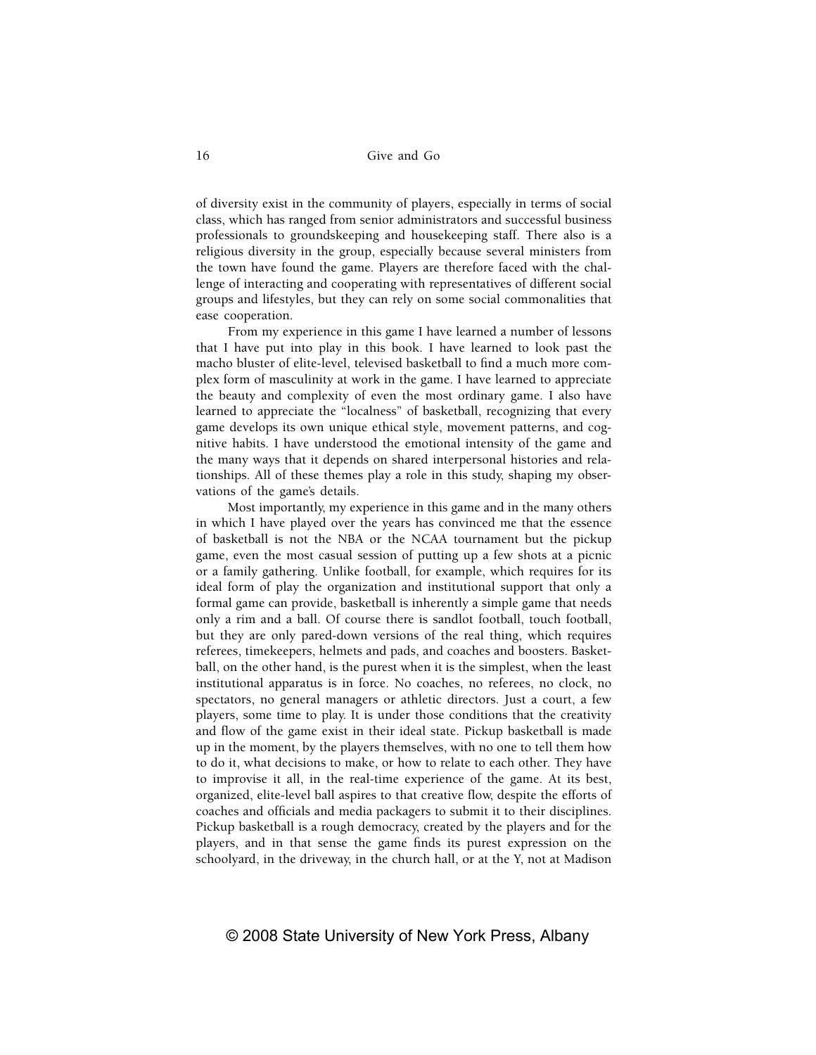of diversity exist in the community of players, especially in terms of social class, which has ranged from senior administrators and successful business professionals to groundskeeping and housekeeping staff. There also is a religious diversity in the group, especially because several ministers from the town have found the game. Players are therefore faced with the challenge of interacting and cooperating with representatives of different social groups and lifestyles, but they can rely on some social commonalities that ease cooperation.

From my experience in this game I have learned a number of lessons that I have put into play in this book. I have learned to look past the macho bluster of elite-level, televised basketball to find a much more complex form of masculinity at work in the game. I have learned to appreciate the beauty and complexity of even the most ordinary game. I also have learned to appreciate the "localness" of basketball, recognizing that every game develops its own unique ethical style, movement patterns, and cognitive habits. I have understood the emotional intensity of the game and the many ways that it depends on shared interpersonal histories and relationships. All of these themes play a role in this study, shaping my observations of the game's details.

Most importantly, my experience in this game and in the many others in which I have played over the years has convinced me that the essence of basketball is not the NBA or the NCAA tournament but the pickup game, even the most casual session of putting up a few shots at a picnic or a family gathering. Unlike football, for example, which requires for its ideal form of play the organization and institutional support that only a formal game can provide, basketball is inherently a simple game that needs only a rim and a ball. Of course there is sandlot football, touch football, but they are only pared-down versions of the real thing, which requires referees, timekeepers, helmets and pads, and coaches and boosters. Basketball, on the other hand, is the purest when it is the simplest, when the least institutional apparatus is in force. No coaches, no referees, no clock, no spectators, no general managers or athletic directors. Just a court, a few players, some time to play. It is under those conditions that the creativity and flow of the game exist in their ideal state. Pickup basketball is made up in the moment, by the players themselves, with no one to tell them how to do it, what decisions to make, or how to relate to each other. They have to improvise it all, in the real-time experience of the game. At its best, organized, elite-level ball aspires to that creative flow, despite the efforts of coaches and officials and media packagers to submit it to their disciplines. Pickup basketball is a rough democracy, created by the players and for the players, and in that sense the game finds its purest expression on the schoolyard, in the driveway, in the church hall, or at the Y, not at Madison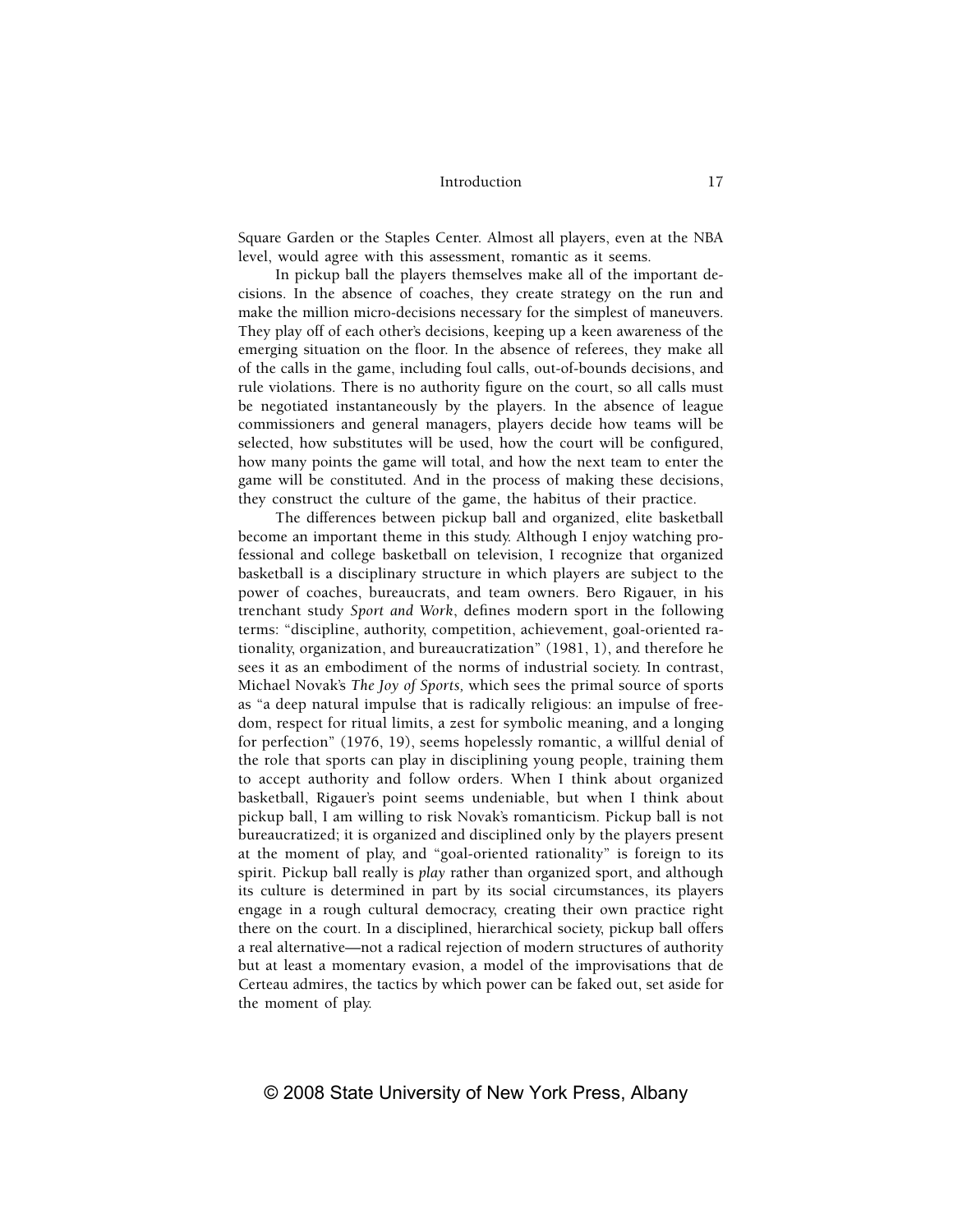Square Garden or the Staples Center. Almost all players, even at the NBA level, would agree with this assessment, romantic as it seems.

In pickup ball the players themselves make all of the important decisions. In the absence of coaches, they create strategy on the run and make the million micro-decisions necessary for the simplest of maneuvers. They play off of each other's decisions, keeping up a keen awareness of the emerging situation on the floor. In the absence of referees, they make all of the calls in the game, including foul calls, out-of-bounds decisions, and rule violations. There is no authority figure on the court, so all calls must be negotiated instantaneously by the players. In the absence of league commissioners and general managers, players decide how teams will be selected, how substitutes will be used, how the court will be configured, how many points the game will total, and how the next team to enter the game will be constituted. And in the process of making these decisions, they construct the culture of the game, the habitus of their practice.

The differences between pickup ball and organized, elite basketball become an important theme in this study. Although I enjoy watching professional and college basketball on television, I recognize that organized basketball is a disciplinary structure in which players are subject to the power of coaches, bureaucrats, and team owners. Bero Rigauer, in his trenchant study *Sport and Work*, defines modern sport in the following terms: "discipline, authority, competition, achievement, goal-oriented rationality, organization, and bureaucratization" (1981, 1), and therefore he sees it as an embodiment of the norms of industrial society. In contrast, Michael Novak's *The Joy of Sports*, which sees the primal source of sports as "a deep natural impulse that is radically religious: an impulse of freedom, respect for ritual limits, a zest for symbolic meaning, and a longing for perfection" (1976, 19), seems hopelessly romantic, a willful denial of the role that sports can play in disciplining young people, training them to accept authority and follow orders. When I think about organized basketball, Rigauer's point seems undeniable, but when I think about pickup ball, I am willing to risk Novak's romanticism. Pickup ball is not bureaucratized; it is organized and disciplined only by the players present at the moment of play, and "goal-oriented rationality" is foreign to its spirit. Pickup ball really is *play* rather than organized sport, and although its culture is determined in part by its social circumstances, its players engage in a rough cultural democracy, creating their own practice right there on the court. In a disciplined, hierarchical society, pickup ball offers a real alternative—not a radical rejection of modern structures of authority but at least a momentary evasion, a model of the improvisations that de Certeau admires, the tactics by which power can be faked out, set aside for the moment of play.

© 2008 State University of New York Press, Albany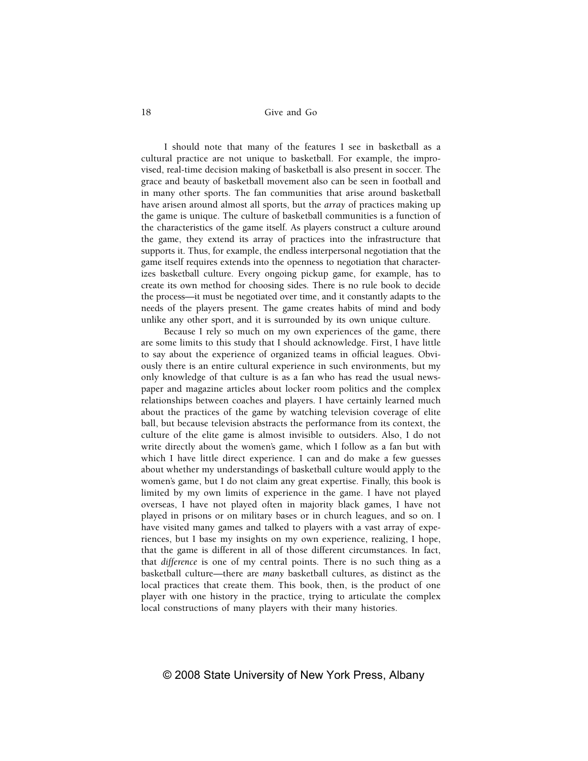I should note that many of the features I see in basketball as a cultural practice are not unique to basketball. For example, the improvised, real-time decision making of basketball is also present in soccer. The grace and beauty of basketball movement also can be seen in football and in many other sports. The fan communities that arise around basketball have arisen around almost all sports, but the *array* of practices making up the game is unique. The culture of basketball communities is a function of the characteristics of the game itself. As players construct a culture around the game, they extend its array of practices into the infrastructure that supports it. Thus, for example, the endless interpersonal negotiation that the game itself requires extends into the openness to negotiation that characterizes basketball culture. Every ongoing pickup game, for example, has to create its own method for choosing sides. There is no rule book to decide the process—it must be negotiated over time, and it constantly adapts to the needs of the players present. The game creates habits of mind and body unlike any other sport, and it is surrounded by its own unique culture.

Because I rely so much on my own experiences of the game, there are some limits to this study that I should acknowledge. First, I have little to say about the experience of organized teams in official leagues. Obviously there is an entire cultural experience in such environments, but my only knowledge of that culture is as a fan who has read the usual newspaper and magazine articles about locker room politics and the complex relationships between coaches and players. I have certainly learned much about the practices of the game by watching television coverage of elite ball, but because television abstracts the performance from its context, the culture of the elite game is almost invisible to outsiders. Also, I do not write directly about the women's game, which I follow as a fan but with which I have little direct experience. I can and do make a few guesses about whether my understandings of basketball culture would apply to the women's game, but I do not claim any great expertise. Finally, this book is limited by my own limits of experience in the game. I have not played overseas, I have not played often in majority black games, I have not played in prisons or on military bases or in church leagues, and so on. I have visited many games and talked to players with a vast array of experiences, but I base my insights on my own experience, realizing, I hope, that the game is different in all of those different circumstances. In fact, that *difference* is one of my central points. There is no such thing as a basketball culture—there are *many* basketball cultures, as distinct as the local practices that create them. This book, then, is the product of one player with one history in the practice, trying to articulate the complex local constructions of many players with their many histories.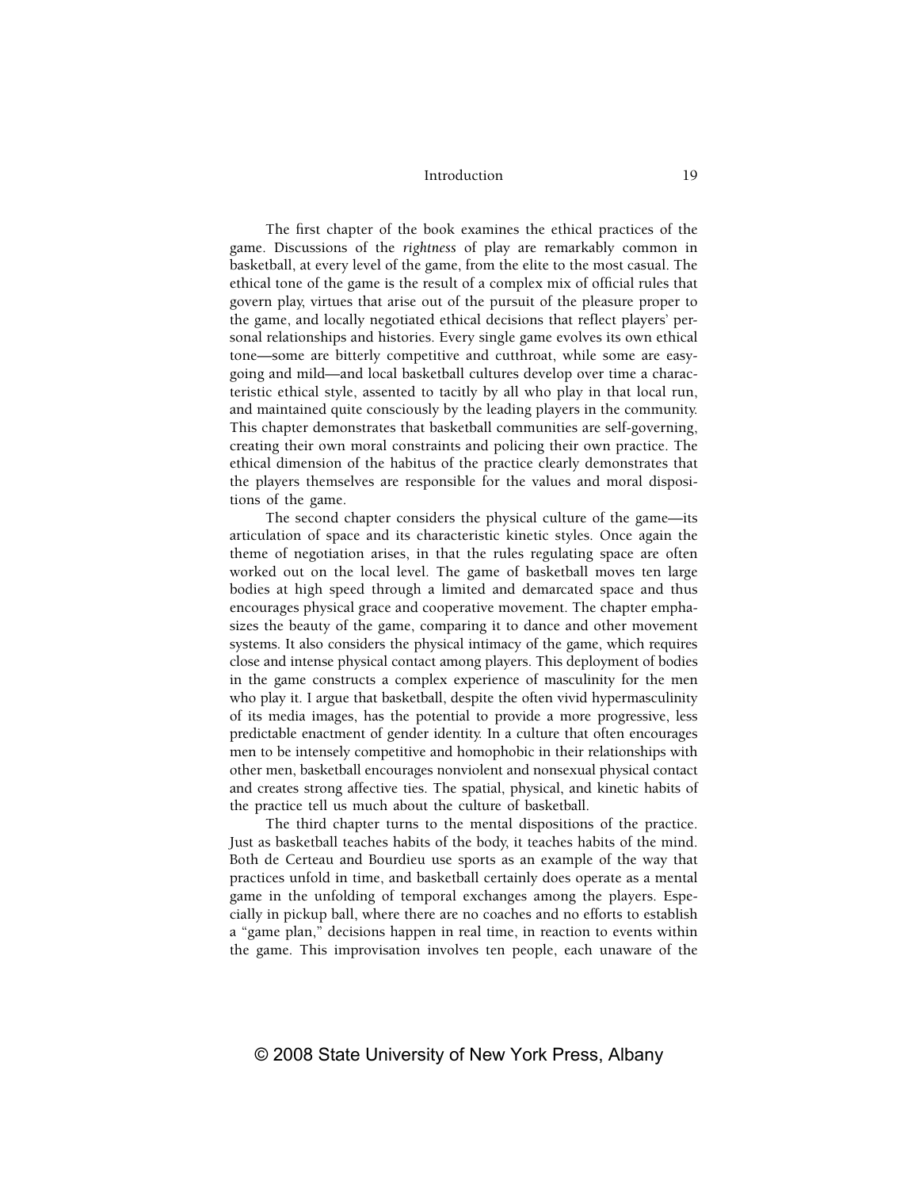The first chapter of the book examines the ethical practices of the game. Discussions of the *rightness* of play are remarkably common in basketball, at every level of the game, from the elite to the most casual. The ethical tone of the game is the result of a complex mix of official rules that govern play, virtues that arise out of the pursuit of the pleasure proper to the game, and locally negotiated ethical decisions that reflect players' personal relationships and histories. Every single game evolves its own ethical tone—some are bitterly competitive and cutthroat, while some are easygoing and mild—and local basketball cultures develop over time a characteristic ethical style, assented to tacitly by all who play in that local run, and maintained quite consciously by the leading players in the community. This chapter demonstrates that basketball communities are self-governing, creating their own moral constraints and policing their own practice. The ethical dimension of the habitus of the practice clearly demonstrates that the players themselves are responsible for the values and moral dispositions of the game.

The second chapter considers the physical culture of the game—its articulation of space and its characteristic kinetic styles. Once again the theme of negotiation arises, in that the rules regulating space are often worked out on the local level. The game of basketball moves ten large bodies at high speed through a limited and demarcated space and thus encourages physical grace and cooperative movement. The chapter emphasizes the beauty of the game, comparing it to dance and other movement systems. It also considers the physical intimacy of the game, which requires close and intense physical contact among players. This deployment of bodies in the game constructs a complex experience of masculinity for the men who play it. I argue that basketball, despite the often vivid hypermasculinity of its media images, has the potential to provide a more progressive, less predictable enactment of gender identity. In a culture that often encourages men to be intensely competitive and homophobic in their relationships with other men, basketball encourages nonviolent and nonsexual physical contact and creates strong affective ties. The spatial, physical, and kinetic habits of the practice tell us much about the culture of basketball.

The third chapter turns to the mental dispositions of the practice. Just as basketball teaches habits of the body, it teaches habits of the mind. Both de Certeau and Bourdieu use sports as an example of the way that practices unfold in time, and basketball certainly does operate as a mental game in the unfolding of temporal exchanges among the players. Especially in pickup ball, where there are no coaches and no efforts to establish a "game plan," decisions happen in real time, in reaction to events within the game. This improvisation involves ten people, each unaware of the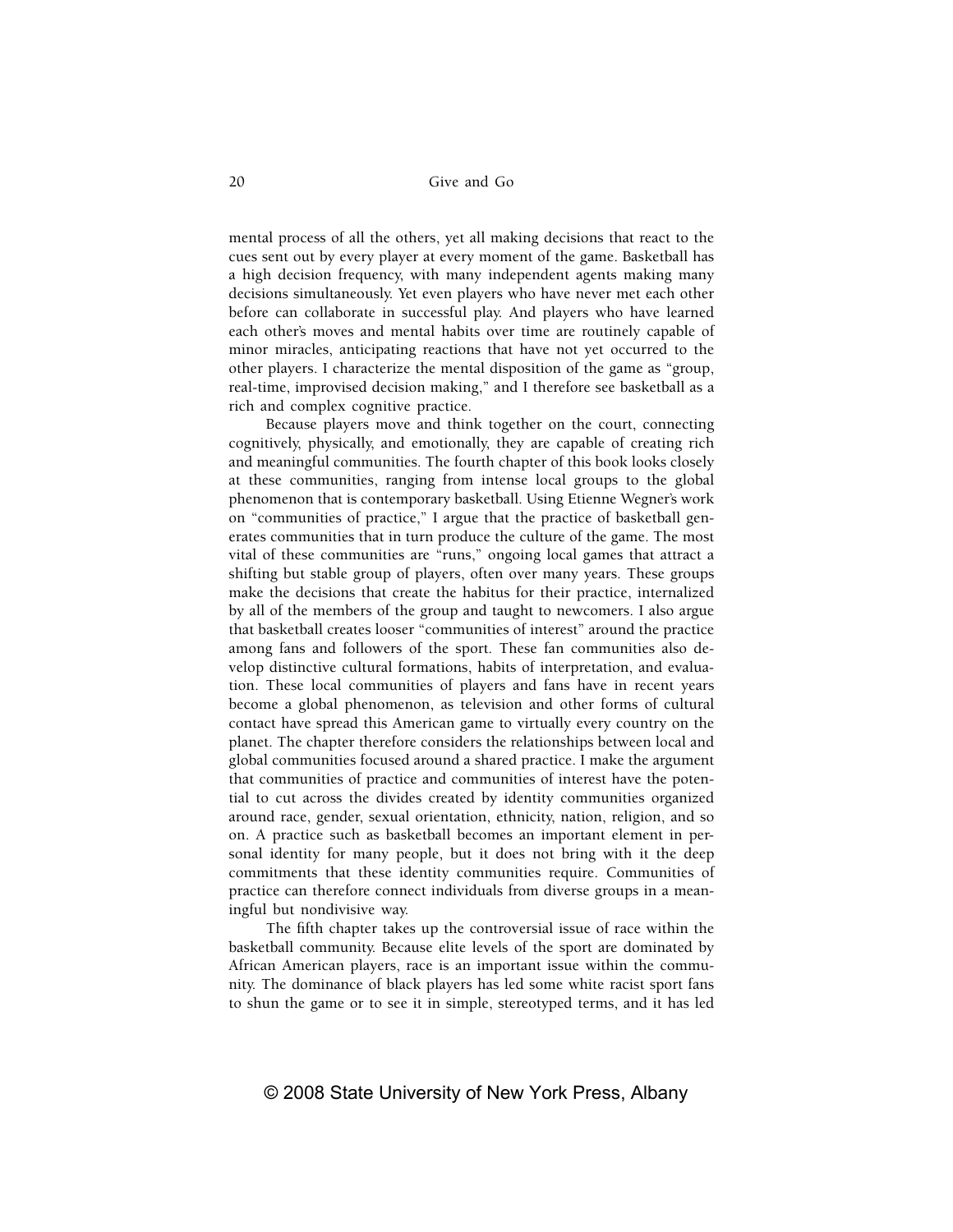mental process of all the others, yet all making decisions that react to the cues sent out by every player at every moment of the game. Basketball has a high decision frequency, with many independent agents making many decisions simultaneously. Yet even players who have never met each other before can collaborate in successful play. And players who have learned each other's moves and mental habits over time are routinely capable of minor miracles, anticipating reactions that have not yet occurred to the other players. I characterize the mental disposition of the game as "group, real-time, improvised decision making," and I therefore see basketball as a rich and complex cognitive practice.

Because players move and think together on the court, connecting cognitively, physically, and emotionally, they are capable of creating rich and meaningful communities. The fourth chapter of this book looks closely at these communities, ranging from intense local groups to the global phenomenon that is contemporary basketball. Using Etienne Wegner's work on "communities of practice," I argue that the practice of basketball generates communities that in turn produce the culture of the game. The most vital of these communities are "runs," ongoing local games that attract a shifting but stable group of players, often over many years. These groups make the decisions that create the habitus for their practice, internalized by all of the members of the group and taught to newcomers. I also argue that basketball creates looser "communities of interest" around the practice among fans and followers of the sport. These fan communities also develop distinctive cultural formations, habits of interpretation, and evaluation. These local communities of players and fans have in recent years become a global phenomenon, as television and other forms of cultural contact have spread this American game to virtually every country on the planet. The chapter therefore considers the relationships between local and global communities focused around a shared practice. I make the argument that communities of practice and communities of interest have the potential to cut across the divides created by identity communities organized around race, gender, sexual orientation, ethnicity, nation, religion, and so on. A practice such as basketball becomes an important element in personal identity for many people, but it does not bring with it the deep commitments that these identity communities require. Communities of practice can therefore connect individuals from diverse groups in a meaningful but nondivisive way.

The fifth chapter takes up the controversial issue of race within the basketball community. Because elite levels of the sport are dominated by African American players, race is an important issue within the community. The dominance of black players has led some white racist sport fans to shun the game or to see it in simple, stereotyped terms, and it has led

© 2008 State University of New York Press, Albany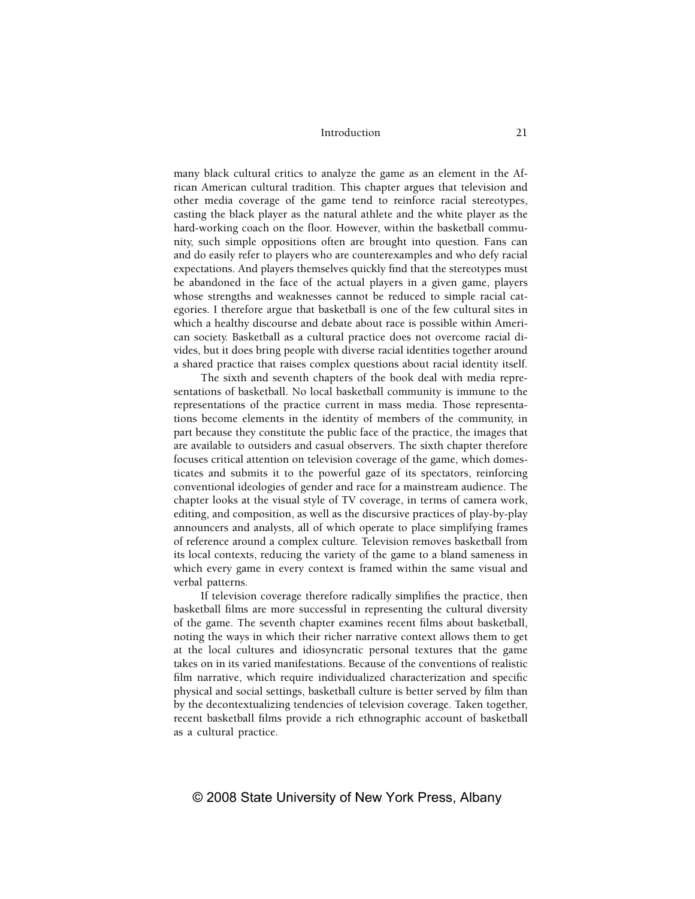many black cultural critics to analyze the game as an element in the African American cultural tradition. This chapter argues that television and other media coverage of the game tend to reinforce racial stereotypes, casting the black player as the natural athlete and the white player as the hard-working coach on the floor. However, within the basketball community, such simple oppositions often are brought into question. Fans can and do easily refer to players who are counterexamples and who defy racial expectations. And players themselves quickly find that the stereotypes must be abandoned in the face of the actual players in a given game, players whose strengths and weaknesses cannot be reduced to simple racial categories. I therefore argue that basketball is one of the few cultural sites in which a healthy discourse and debate about race is possible within American society. Basketball as a cultural practice does not overcome racial divides, but it does bring people with diverse racial identities together around a shared practice that raises complex questions about racial identity itself.

The sixth and seventh chapters of the book deal with media representations of basketball. No local basketball community is immune to the representations of the practice current in mass media. Those representations become elements in the identity of members of the community, in part because they constitute the public face of the practice, the images that are available to outsiders and casual observers. The sixth chapter therefore focuses critical attention on television coverage of the game, which domesticates and submits it to the powerful gaze of its spectators, reinforcing conventional ideologies of gender and race for a mainstream audience. The chapter looks at the visual style of TV coverage, in terms of camera work, editing, and composition, as well as the discursive practices of play-by-play announcers and analysts, all of which operate to place simplifying frames of reference around a complex culture. Television removes basketball from its local contexts, reducing the variety of the game to a bland sameness in which every game in every context is framed within the same visual and verbal patterns.

If television coverage therefore radically simplifies the practice, then basketball films are more successful in representing the cultural diversity of the game. The seventh chapter examines recent films about basketball, noting the ways in which their richer narrative context allows them to get at the local cultures and idiosyncratic personal textures that the game takes on in its varied manifestations. Because of the conventions of realistic film narrative, which require individualized characterization and specific physical and social settings, basketball culture is better served by film than by the decontextualizing tendencies of television coverage. Taken together, recent basketball films provide a rich ethnographic account of basketball as a cultural practice.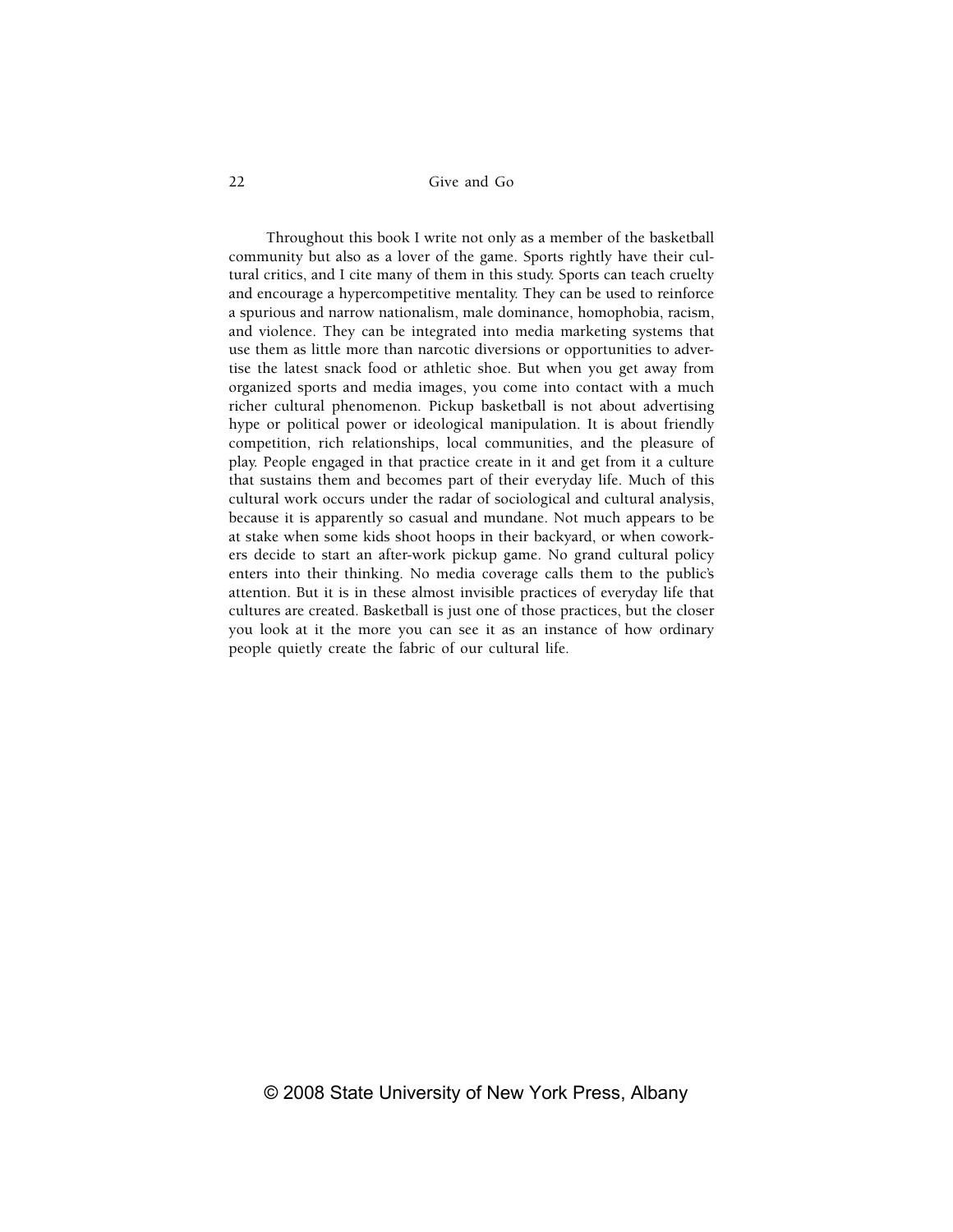Throughout this book I write not only as a member of the basketball community but also as a lover of the game. Sports rightly have their cultural critics, and I cite many of them in this study. Sports can teach cruelty and encourage a hypercompetitive mentality. They can be used to reinforce a spurious and narrow nationalism, male dominance, homophobia, racism, and violence. They can be integrated into media marketing systems that use them as little more than narcotic diversions or opportunities to advertise the latest snack food or athletic shoe. But when you get away from organized sports and media images, you come into contact with a much richer cultural phenomenon. Pickup basketball is not about advertising hype or political power or ideological manipulation. It is about friendly competition, rich relationships, local communities, and the pleasure of play. People engaged in that practice create in it and get from it a culture that sustains them and becomes part of their everyday life. Much of this cultural work occurs under the radar of sociological and cultural analysis, because it is apparently so casual and mundane. Not much appears to be at stake when some kids shoot hoops in their backyard, or when coworkers decide to start an after-work pickup game. No grand cultural policy enters into their thinking. No media coverage calls them to the public's attention. But it is in these almost invisible practices of everyday life that cultures are created. Basketball is just one of those practices, but the closer you look at it the more you can see it as an instance of how ordinary people quietly create the fabric of our cultural life.

© 2008 State University of New York Press, Albany